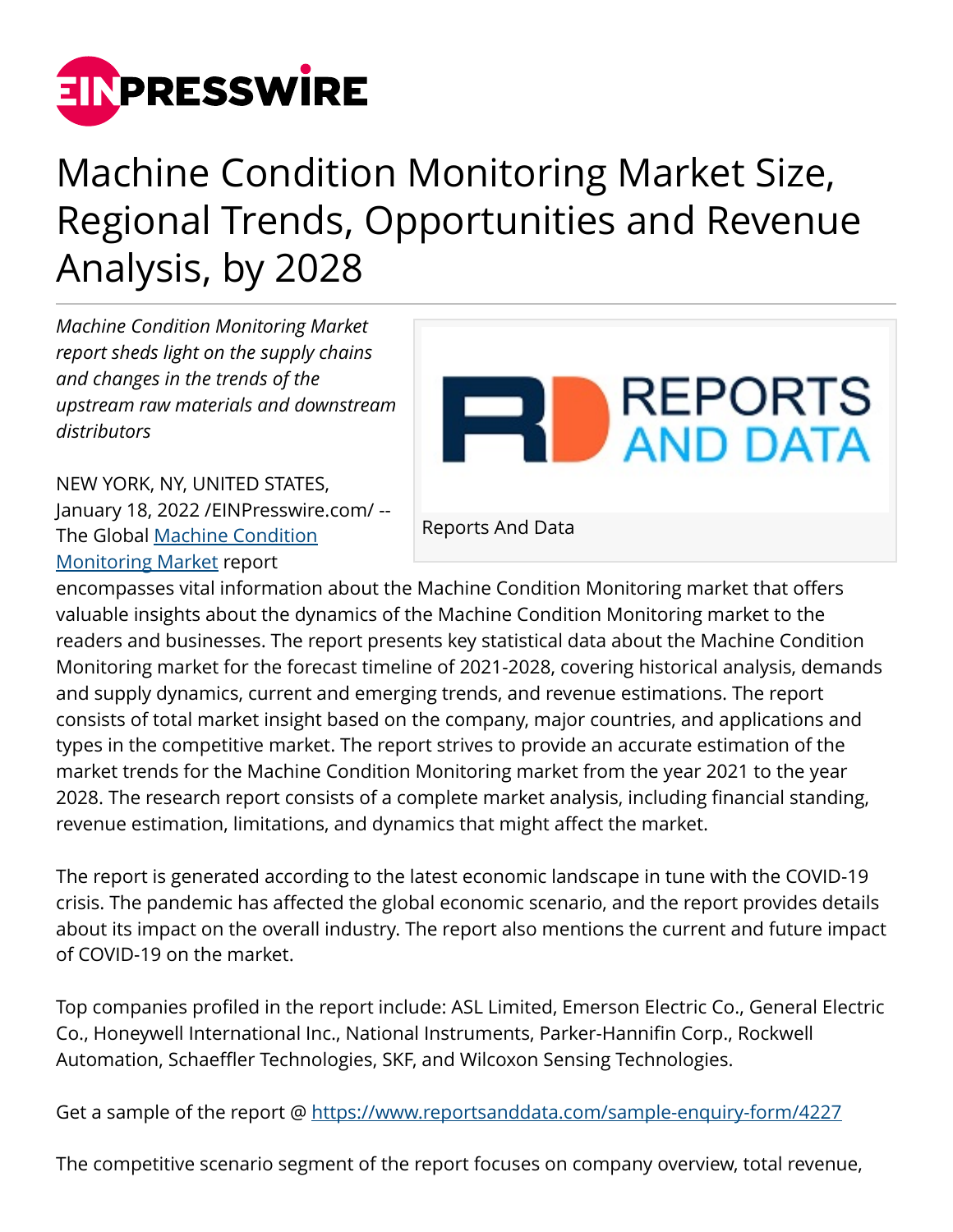# Machine Condition Monitoring Market Size, Regional Trends, Opportunities and Revenue Analysis, by 2028

*Machine Condition Monitoring Market report sheds light on the supply chains and changes in the trends of the upstream raw materials and downstream distributors*

Reports And Data

NEW YORK, NY, UNITED STATES, January 18, 2022 /EINPresswire.com/ -- The Global Machine Condition Monitoring Market report encompasses vital information about the Machine Condition Monitoring market that offers valuable insights about the dynamics of the Machine Condition Monitoring market to the readers and businesses. The report presents key statistical data about the Machine Condition Monitoring market for the forecast timeline of 2021-2028, covering historical analysis, demands and supply dynamics, current and emerging trends, and revenue estimations. The report consists of total market insight based on the company, major countries, and applications and types in the competitive market. The report strives to provide an accurate estimation of the market trends for the Machine Condition Monitoring market from the year 2021 to the year 2028. The research report consists of a complete market analysis, including financial standing, revenue estimation, limitations, and dynamics that might affect the market.

The report is generated according to the latest economic landscape in tune with the COVID-19 crisis. The pandemic has affected the global economic scenario, and the report provides details about its impact on the overall industry. The report also mentions the current and future impact of COVID-19 on the market.

Top companies profiled in the report include: ASL Limited, Emerson Electric Co., General Electric Co., Honeywell International Inc., National Instruments, Parker-Hannifin Corp., Rockwell Automation, Schaeffler Technologies, SKF, and Wilcoxon Sensing Technologies.

Get a sample of the report @ https://www.reportsanddata.com/sample-enquiry-form/4227

The competitive scenario segment of the report focuses on company overview, total revenue,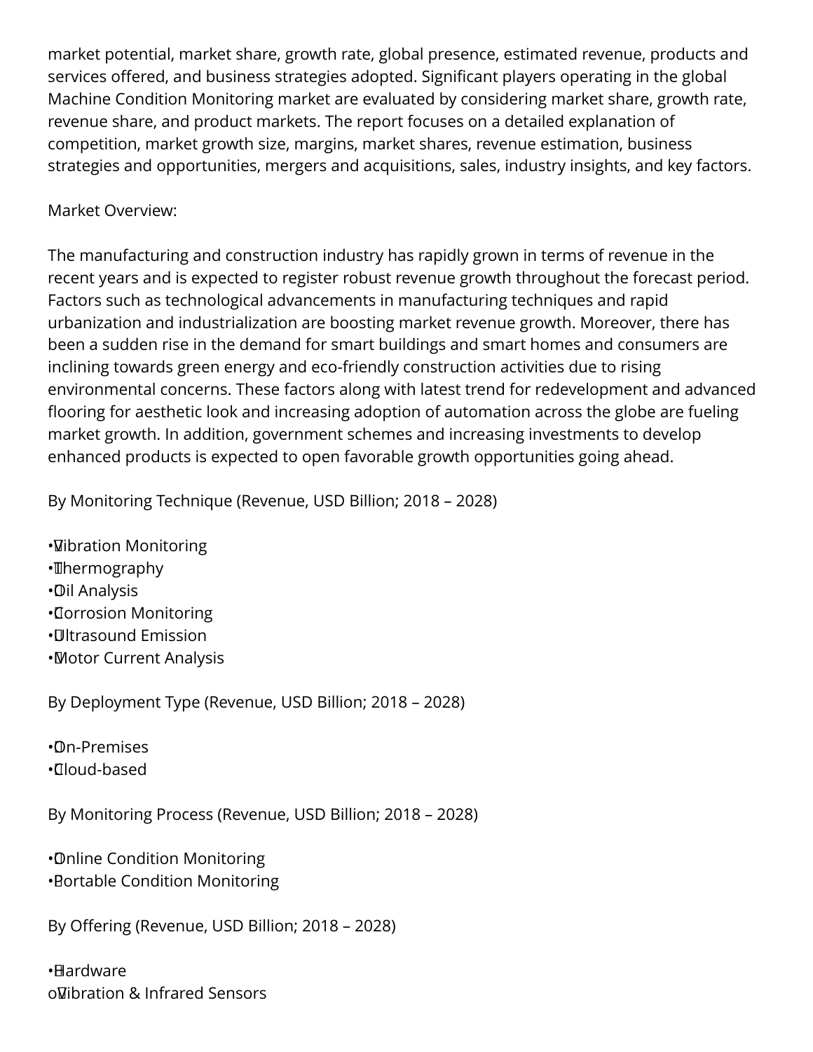market potential, market share, growth rate, global presence, estimated revenue, products and services offered, and business strategies adopted. Significant players operating in the global Machine Condition Monitoring market are evaluated by considering market share, growth rate, revenue share, and product markets. The report focuses on a detailed explanation of competition, market growth size, margins, market shares, revenue estimation, business strategies and opportunities, mergers and acquisitions, sales, industry insights, and key factors.

Market Overview:

The manufacturing and construction industry has rapidly grown in terms of revenue in the recent years and is expected to register robust revenue growth throughout the forecast period. Factors such as technological advancements in manufacturing techniques and rapid urbanization and industrialization are boosting market revenue growth. Moreover, there has been a sudden rise in the demand for smart buildings and smart homes and consumers are inclining towards green energy and eco-friendly construction activities due to rising environmental concerns. These factors along with latest trend for redevelopment and advanced flooring for aesthetic look and increasing adoption of automation across the globe are fueling market growth. In addition, government schemes and increasing investments to develop enhanced products is expected to open favorable growth opportunities going ahead.

By Monitoring Technique (Revenue, USD Billion; 2018 – 2028)

- Vibration Monitoring
- Thermography
- Oil Analysis
- Corrosion Monitoring
- Ultrasound Emission
- Motor Current Analysis

By Deployment Type (Revenue, USD Billion; 2018 – 2028)

- On-Premises
- Cloud-based

By Monitoring Process (Revenue, USD Billion; 2018 – 2028)

- Online Condition Monitoring
- Portable Condition Monitoring

By Offering (Revenue, USD Billion; 2018 – 2028)

- Hardware
  - Vibration & Infrared Sensors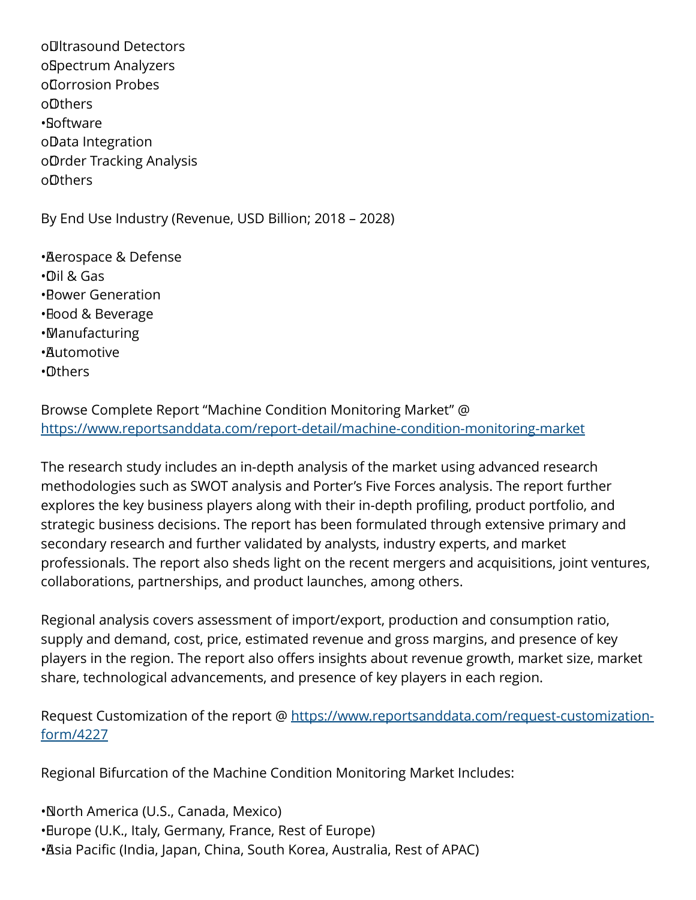- Ultrasound Detectors
- Spectrum Analyzers
- Corrosion Probes
- Others

- Software
  - Data Integration
  - Order Tracking Analysis
  - Others

By End Use Industry (Revenue, USD Billion; 2018 – 2028)

- Aerospace & Defense
- Oil & Gas
- Power Generation
- Food & Beverage
- Manufacturing
- Automotive
- Others

Browse Complete Report "Machine Condition Monitoring Market" @ [https://www.reportsanddata.com/report-detail/machine-condition-monitoring-market](https://www.reportsanddata.com/report-detail/machine-condition-monitoring-market)

The research study includes an in-depth analysis of the market using advanced research methodologies such as SWOT analysis and Porter's Five Forces analysis. The report further explores the key business players along with their in-depth profiling, product portfolio, and strategic business decisions. The report has been formulated through extensive primary and secondary research and further validated by analysts, industry experts, and market professionals. The report also sheds light on the recent mergers and acquisitions, joint ventures, collaborations, partnerships, and product launches, among others.

Regional analysis covers assessment of import/export, production and consumption ratio, supply and demand, cost, price, estimated revenue and gross margins, and presence of key players in the region. The report also offers insights about revenue growth, market size, market share, technological advancements, and presence of key players in each region.

Request Customization of the report @ [https://www.reportsanddata.com/request-customization-form/4227](https://www.reportsanddata.com/request-customization-form/4227)

Regional Bifurcation of the Machine Condition Monitoring Market Includes:

- North America (U.S., Canada, Mexico)
- Europe (U.K., Italy, Germany, France, Rest of Europe)
- Asia Pacific (India, Japan, China, South Korea, Australia, Rest of APAC)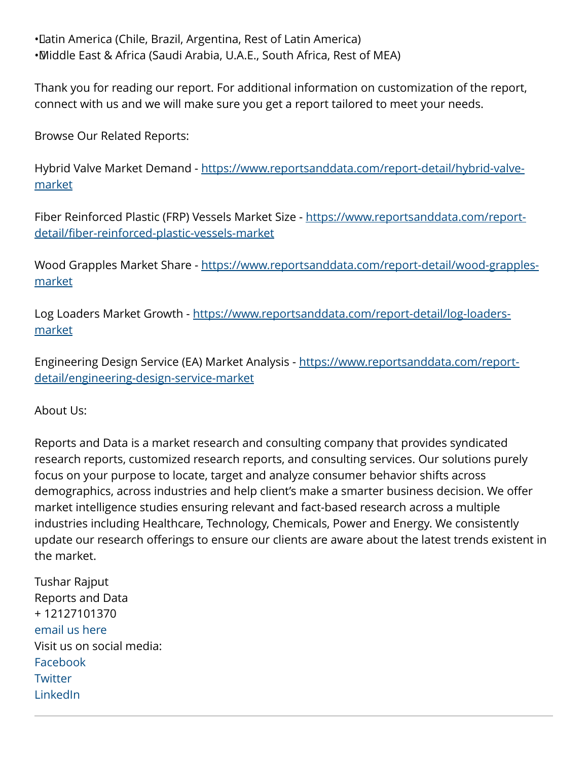- Latin America (Chile, Brazil, Argentina, Rest of Latin America)
- Middle East & Africa (Saudi Arabia, U.A.E., South Africa, Rest of MEA)

Thank you for reading our report. For additional information on customization of the report, connect with us and we will make sure you get a report tailored to meet your needs.

Browse Our Related Reports:

Hybrid Valve Market Demand - https://www.reportsanddata.com/report-detail/hybrid-valve-market

Fiber Reinforced Plastic (FRP) Vessels Market Size - https://www.reportsanddata.com/report-detail/fiber-reinforced-plastic-vessels-market

Wood Grapples Market Share - https://www.reportsanddata.com/report-detail/wood-grapples-market

Log Loaders Market Growth - https://www.reportsanddata.com/report-detail/log-loaders-market

Engineering Design Service (EA) Market Analysis - https://www.reportsanddata.com/report-detail/engineering-design-service-market

About Us:

Reports and Data is a market research and consulting company that provides syndicated research reports, customized research reports, and consulting services. Our solutions purely focus on your purpose to locate, target and analyze consumer behavior shifts across demographics, across industries and help client's make a smarter business decision. We offer market intelligence studies ensuring relevant and fact-based research across a multiple industries including Healthcare, Technology, Chemicals, Power and Energy. We consistently update our research offerings to ensure our clients are aware about the latest trends existent in the market.

Tushar Rajput
Reports and Data
+ 12127101370
email us here
Visit us on social media:
Facebook
Twitter
LinkedIn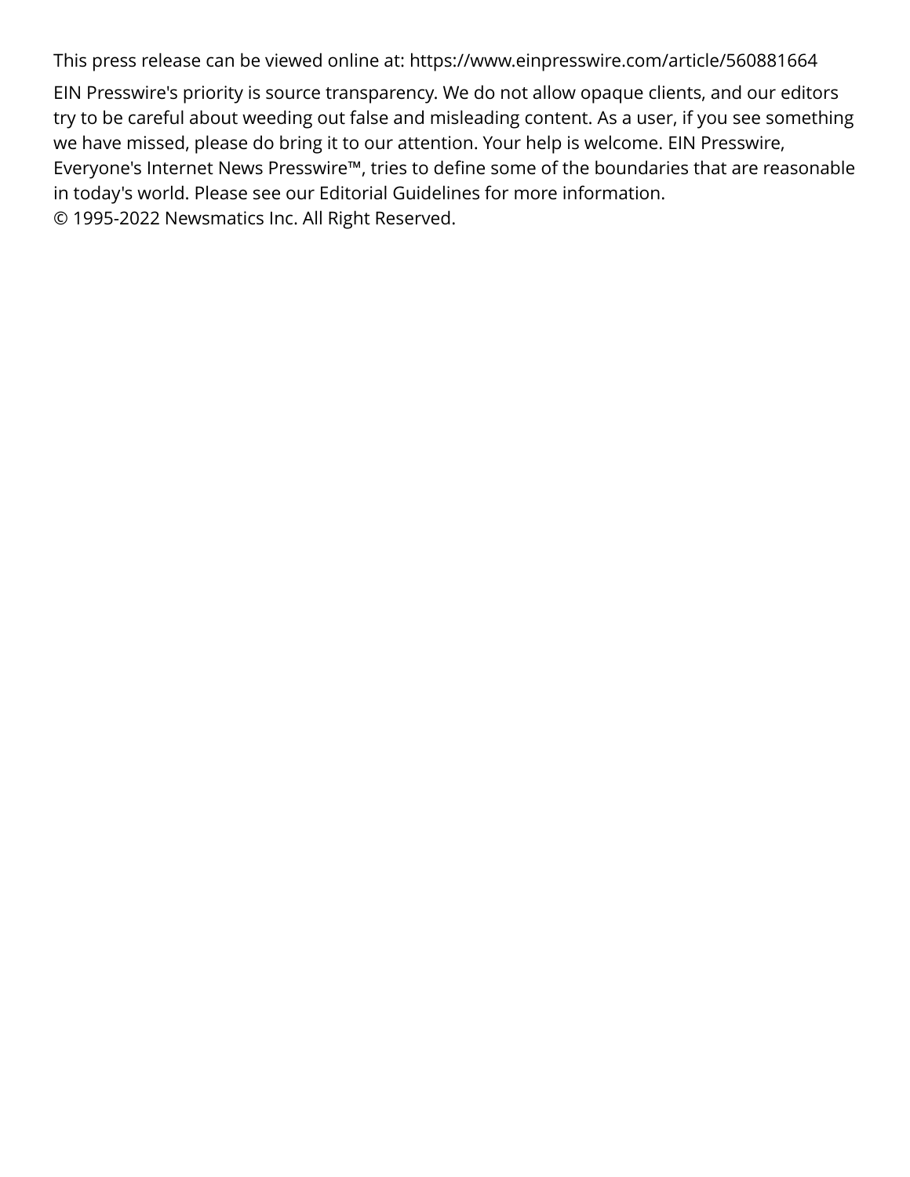This press release can be viewed online at: https://www.einpresswire.com/article/560881664

EIN Presswire's priority is source transparency. We do not allow opaque clients, and our editors try to be careful about weeding out false and misleading content. As a user, if you see something we have missed, please do bring it to our attention. Your help is welcome. EIN Presswire, Everyone's Internet News Presswire™, tries to define some of the boundaries that are reasonable in today's world. Please see our Editorial Guidelines for more information.
© 1995-2022 Newsmatics Inc. All Right Reserved.